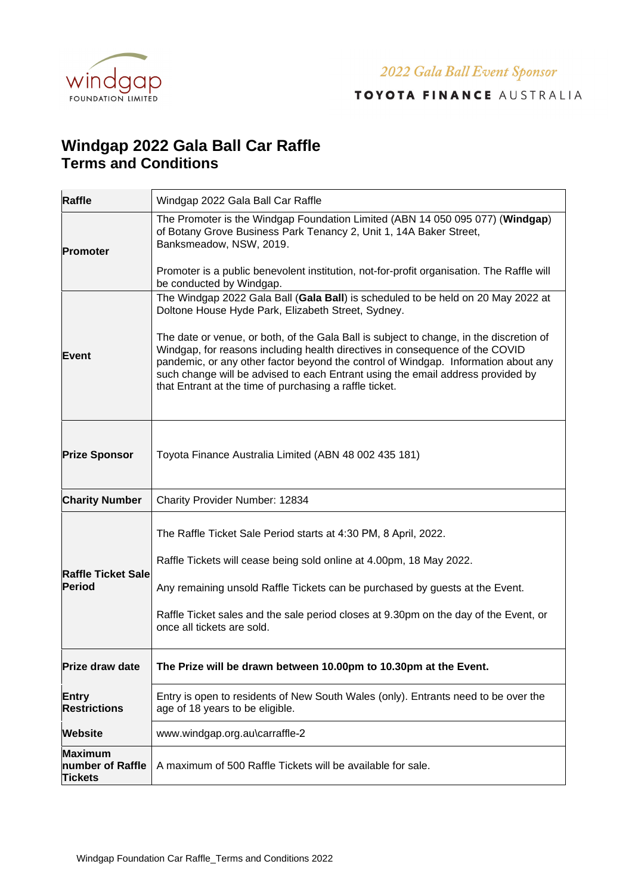windgap FOUNDATION LIMITED

*2022 Gala Ball Event Sponsor*

**TOYOTA FINANCE** AUSTRALIA

# Windgap 2022 Gala Ball Car Raffle
## Terms and Conditions

| | |
|---|---|
| **Raffle** | Windgap 2022 Gala Ball Car Raffle |
| **Promoter** | The Promoter is the Windgap Foundation Limited (ABN 14 050 095 077) (**Windgap**) of Botany Grove Business Park Tenancy 2, Unit 1, 14A Baker Street, Banksmeadow, NSW, 2019.<br><br>Promoter is a public benevolent institution, not-for-profit organisation. The Raffle will be conducted by Windgap. |
| **Event** | The Windgap 2022 Gala Ball (**Gala Ball**) is scheduled to be held on 20 May 2022 at Doltone House Hyde Park, Elizabeth Street, Sydney.<br><br>The date or venue, or both, of the Gala Ball is subject to change, in the discretion of Windgap, for reasons including health directives in consequence of the COVID pandemic, or any other factor beyond the control of Windgap. Information about any such change will be advised to each Entrant using the email address provided by that Entrant at the time of purchasing a raffle ticket. |
| **Prize Sponsor** | Toyota Finance Australia Limited (ABN 48 002 435 181) |
| **Charity Number** | Charity Provider Number: 12834 |
| **Raffle Ticket Sale Period** | The Raffle Ticket Sale Period starts at 4:30 PM, 8 April, 2022.<br><br>Raffle Tickets will cease being sold online at 4.00pm, 18 May 2022.<br><br>Any remaining unsold Raffle Tickets can be purchased by guests at the Event.<br><br>Raffle Ticket sales and the sale period closes at 9.30pm on the day of the Event, or once all tickets are sold. |
| **Prize draw date** | **The Prize will be drawn between 10.00pm to 10.30pm at the Event.** |
| **Entry Restrictions** | Entry is open to residents of New South Wales (only). Entrants need to be over the age of 18 years to be eligible. |
| **Website** | www.windgap.org.au\carraffle-2 |
| **Maximum number of Raffle Tickets** | A maximum of 500 Raffle Tickets will be available for sale. |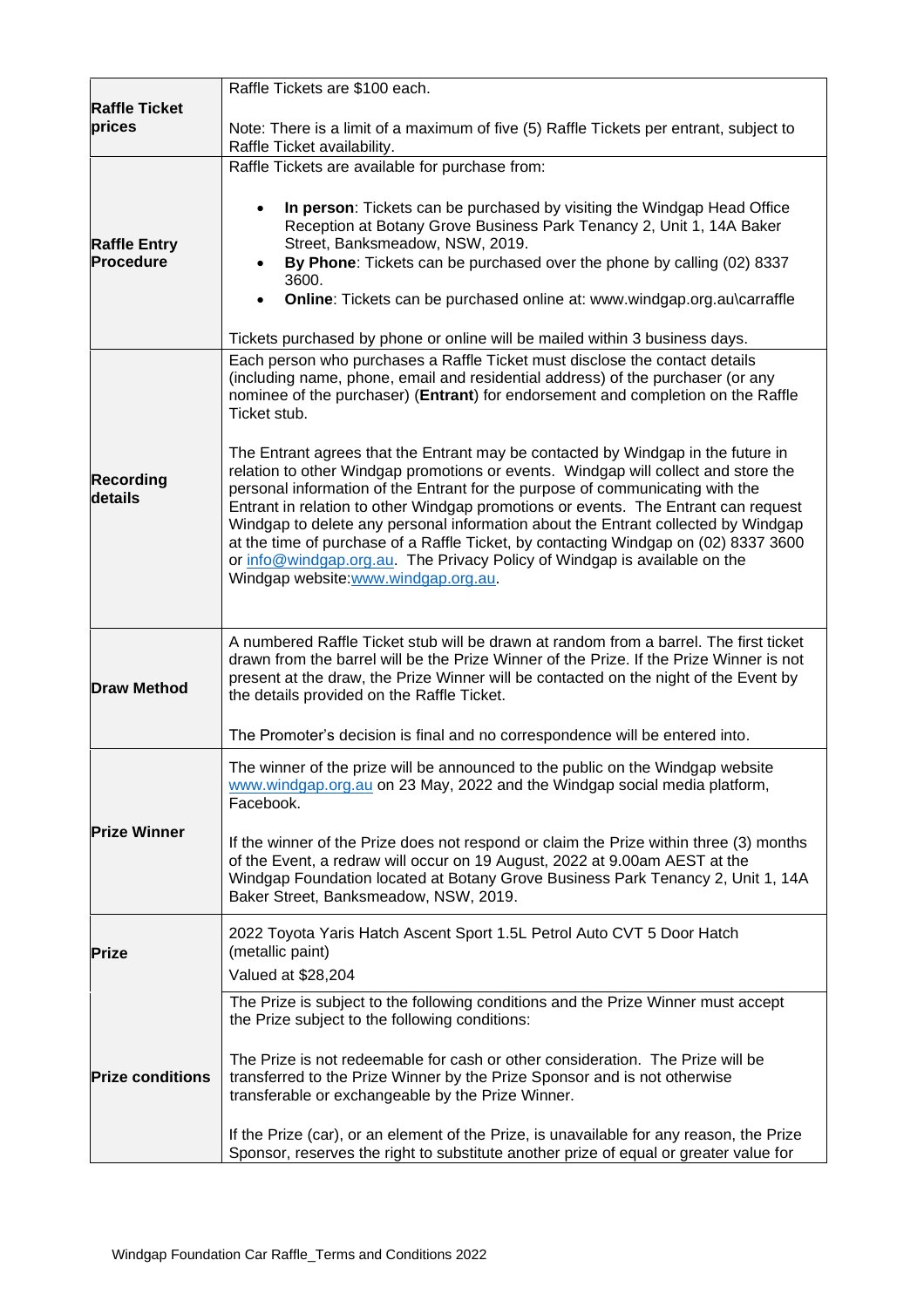| | |
|---|---|
| **Raffle Ticket prices** | Raffle Tickets are $100 each.<br><br>Note: There is a limit of a maximum of five (5) Raffle Tickets per entrant, subject to Raffle Ticket availability. |
| **Raffle Entry Procedure** | Raffle Tickets are available for purchase from:<br><br>• **In person**: Tickets can be purchased by visiting the Windgap Head Office Reception at Botany Grove Business Park Tenancy 2, Unit 1, 14A Baker Street, Banksmeadow, NSW, 2019.<br>• **By Phone**: Tickets can be purchased over the phone by calling (02) 8337 3600.<br>• **Online**: Tickets can be purchased online at: www.windgap.org.au\carraffle<br><br>Tickets purchased by phone or online will be mailed within 3 business days. |
| **Recording details** | Each person who purchases a Raffle Ticket must disclose the contact details (including name, phone, email and residential address) of the purchaser (or any nominee of the purchaser) (**Entrant**) for endorsement and completion on the Raffle Ticket stub.<br><br>The Entrant agrees that the Entrant may be contacted by Windgap in the future in relation to other Windgap promotions or events. Windgap will collect and store the personal information of the Entrant for the purpose of communicating with the Entrant in relation to other Windgap promotions or events. The Entrant can request Windgap to delete any personal information about the Entrant collected by Windgap at the time of purchase of a Raffle Ticket, by contacting Windgap on (02) 8337 3600 or info@windgap.org.au. The Privacy Policy of Windgap is available on the Windgap website:www.windgap.org.au. |
| **Draw Method** | A numbered Raffle Ticket stub will be drawn at random from a barrel. The first ticket drawn from the barrel will be the Prize Winner of the Prize. If the Prize Winner is not present at the draw, the Prize Winner will be contacted on the night of the Event by the details provided on the Raffle Ticket.<br><br>The Promoter's decision is final and no correspondence will be entered into. |
| **Prize Winner** | The winner of the prize will be announced to the public on the Windgap website www.windgap.org.au on 23 May, 2022 and the Windgap social media platform, Facebook.<br><br>If the winner of the Prize does not respond or claim the Prize within three (3) months of the Event, a redraw will occur on 19 August, 2022 at 9.00am AEST at the Windgap Foundation located at Botany Grove Business Park Tenancy 2, Unit 1, 14A Baker Street, Banksmeadow, NSW, 2019. |
| **Prize** | 2022 Toyota Yaris Hatch Ascent Sport 1.5L Petrol Auto CVT 5 Door Hatch (metallic paint)<br>Valued at $28,204 |
| **Prize conditions** | The Prize is subject to the following conditions and the Prize Winner must accept the Prize subject to the following conditions:<br><br>The Prize is not redeemable for cash or other consideration. The Prize will be transferred to the Prize Winner by the Prize Sponsor and is not otherwise transferable or exchangeable by the Prize Winner.<br><br>If the Prize (car), or an element of the Prize, is unavailable for any reason, the Prize Sponsor, reserves the right to substitute another prize of equal or greater value for |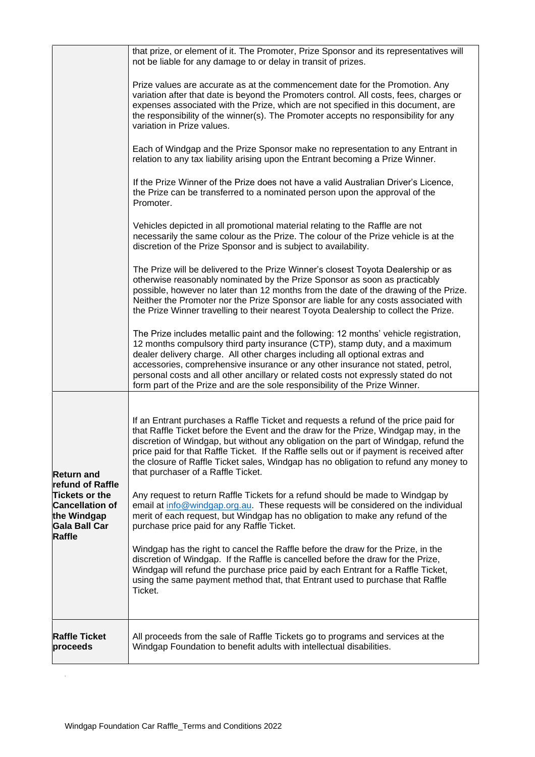| | |
|---|---|
| | that prize, or element of it. The Promoter, Prize Sponsor and its representatives will not be liable for any damage to or delay in transit of prizes.<br><br>Prize values are accurate as at the commencement date for the Promotion. Any variation after that date is beyond the Promoters control. All costs, fees, charges or expenses associated with the Prize, which are not specified in this document, are the responsibility of the winner(s). The Promoter accepts no responsibility for any variation in Prize values.<br><br>Each of Windgap and the Prize Sponsor make no representation to any Entrant in relation to any tax liability arising upon the Entrant becoming a Prize Winner.<br><br>If the Prize Winner of the Prize does not have a valid Australian Driver's Licence, the Prize can be transferred to a nominated person upon the approval of the Promoter.<br><br>Vehicles depicted in all promotional material relating to the Raffle are not necessarily the same colour as the Prize. The colour of the Prize vehicle is at the discretion of the Prize Sponsor and is subject to availability.<br><br>The Prize will be delivered to the Prize Winner's closest Toyota Dealership or as otherwise reasonably nominated by the Prize Sponsor as soon as practicably possible, however no later than 12 months from the date of the drawing of the Prize. Neither the Promoter nor the Prize Sponsor are liable for any costs associated with the Prize Winner travelling to their nearest Toyota Dealership to collect the Prize.<br><br>The Prize includes metallic paint and the following: 12 months' vehicle registration, 12 months compulsory third party insurance (CTP), stamp duty, and a maximum dealer delivery charge. All other charges including all optional extras and accessories, comprehensive insurance or any other insurance not stated, petrol, personal costs and all other ancillary or related costs not expressly stated do not form part of the Prize and are the sole responsibility of the Prize Winner. |
| **Return and refund of Raffle Tickets or the Cancellation of the Windgap Gala Ball Car Raffle** | If an Entrant purchases a Raffle Ticket and requests a refund of the price paid for that Raffle Ticket before the Event and the draw for the Prize, Windgap may, in the discretion of Windgap, but without any obligation on the part of Windgap, refund the price paid for that Raffle Ticket. If the Raffle sells out or if payment is received after the closure of Raffle Ticket sales, Windgap has no obligation to refund any money to that purchaser of a Raffle Ticket.<br><br>Any request to return Raffle Tickets for a refund should be made to Windgap by email at info@windgap.org.au. These requests will be considered on the individual merit of each request, but Windgap has no obligation to make any refund of the purchase price paid for any Raffle Ticket.<br><br>Windgap has the right to cancel the Raffle before the draw for the Prize, in the discretion of Windgap. If the Raffle is cancelled before the draw for the Prize, Windgap will refund the purchase price paid by each Entrant for a Raffle Ticket, using the same payment method that, that Entrant used to purchase that Raffle Ticket. |
| **Raffle Ticket proceeds** | All proceeds from the sale of Raffle Tickets go to programs and services at the Windgap Foundation to benefit adults with intellectual disabilities. |